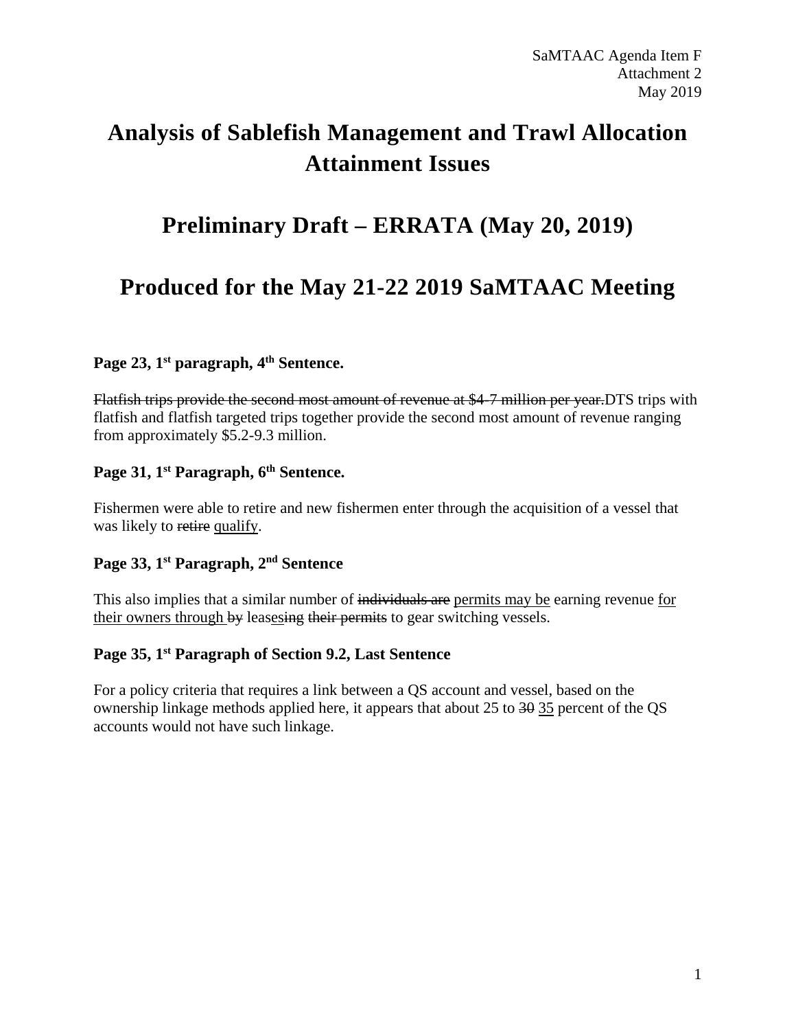SaMTAAC Agenda Item F
Attachment 2
May 2019

# Analysis of Sablefish Management and Trawl Allocation Attainment Issues

# Preliminary Draft – ERRATA (May 20, 2019)

# Produced for the May 21-22 2019 SaMTAAC Meeting

### Page 23, 1st paragraph, 4th Sentence.

~~Flatfish trips provide the second most amount of revenue at $4-7 million per year.~~DTS trips with flatfish and flatfish targeted trips together provide the second most amount of revenue ranging from approximately $5.2-9.3 million.

### Page 31, 1st Paragraph, 6th Sentence.

Fishermen were able to retire and new fishermen enter through the acquisition of a vessel that was likely to ~~retire~~ <u>qualify</u>.

### Page 33, 1st Paragraph, 2nd Sentence

This also implies that a similar number of ~~individuals are~~ <u>permits may be</u> earning revenue <u>for their owners through </u>~~by~~ leas<u>es</u>~~ing~~ ~~their permits~~ to gear switching vessels.

### Page 35, 1st Paragraph of Section 9.2, Last Sentence

For a policy criteria that requires a link between a QS account and vessel, based on the ownership linkage methods applied here, it appears that about 25 to ~~30~~ <u>35</u> percent of the QS accounts would not have such linkage.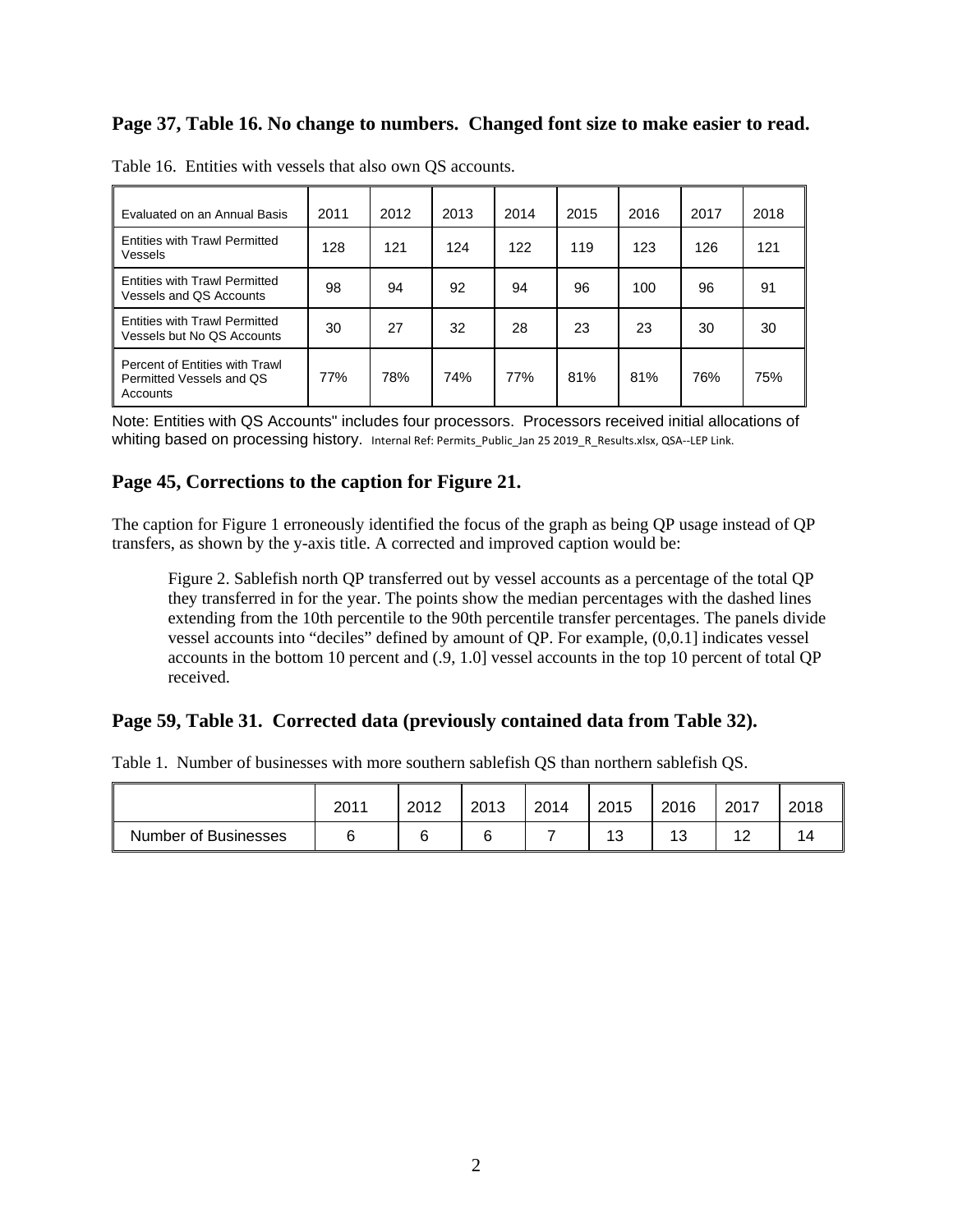## Page 37, Table 16. No change to numbers. Changed font size to make easier to read.

Table 16. Entities with vessels that also own QS accounts.

| Evaluated on an Annual Basis | 2011 | 2012 | 2013 | 2014 | 2015 | 2016 | 2017 | 2018 |
|---|---|---|---|---|---|---|---|---|
| Entities with Trawl Permitted Vessels | 128 | 121 | 124 | 122 | 119 | 123 | 126 | 121 |
| Entities with Trawl Permitted Vessels and QS Accounts | 98 | 94 | 92 | 94 | 96 | 100 | 96 | 91 |
| Entities with Trawl Permitted Vessels but No QS Accounts | 30 | 27 | 32 | 28 | 23 | 23 | 30 | 30 |
| Percent of Entities with Trawl Permitted Vessels and QS Accounts | 77% | 78% | 74% | 77% | 81% | 81% | 76% | 75% |

Note: Entities with QS Accounts" includes four processors. Processors received initial allocations of whiting based on processing history. Internal Ref: Permits_Public_Jan 25 2019_R_Results.xlsx, QSA--LEP Link.

## Page 45, Corrections to the caption for Figure 21.

The caption for Figure 1 erroneously identified the focus of the graph as being QP usage instead of QP transfers, as shown by the y-axis title. A corrected and improved caption would be:

> Figure 2. Sablefish north QP transferred out by vessel accounts as a percentage of the total QP they transferred in for the year. The points show the median percentages with the dashed lines extending from the 10th percentile to the 90th percentile transfer percentages. The panels divide vessel accounts into "deciles" defined by amount of QP. For example, (0,0.1] indicates vessel accounts in the bottom 10 percent and (.9, 1.0] vessel accounts in the top 10 percent of total QP received.

## Page 59, Table 31. Corrected data (previously contained data from Table 32).

Table 1. Number of businesses with more southern sablefish QS than northern sablefish QS.

| | 2011 | 2012 | 2013 | 2014 | 2015 | 2016 | 2017 | 2018 |
|---|---|---|---|---|---|---|---|---|
| Number of Businesses | 6 | 6 | 6 | 7 | 13 | 13 | 12 | 14 |